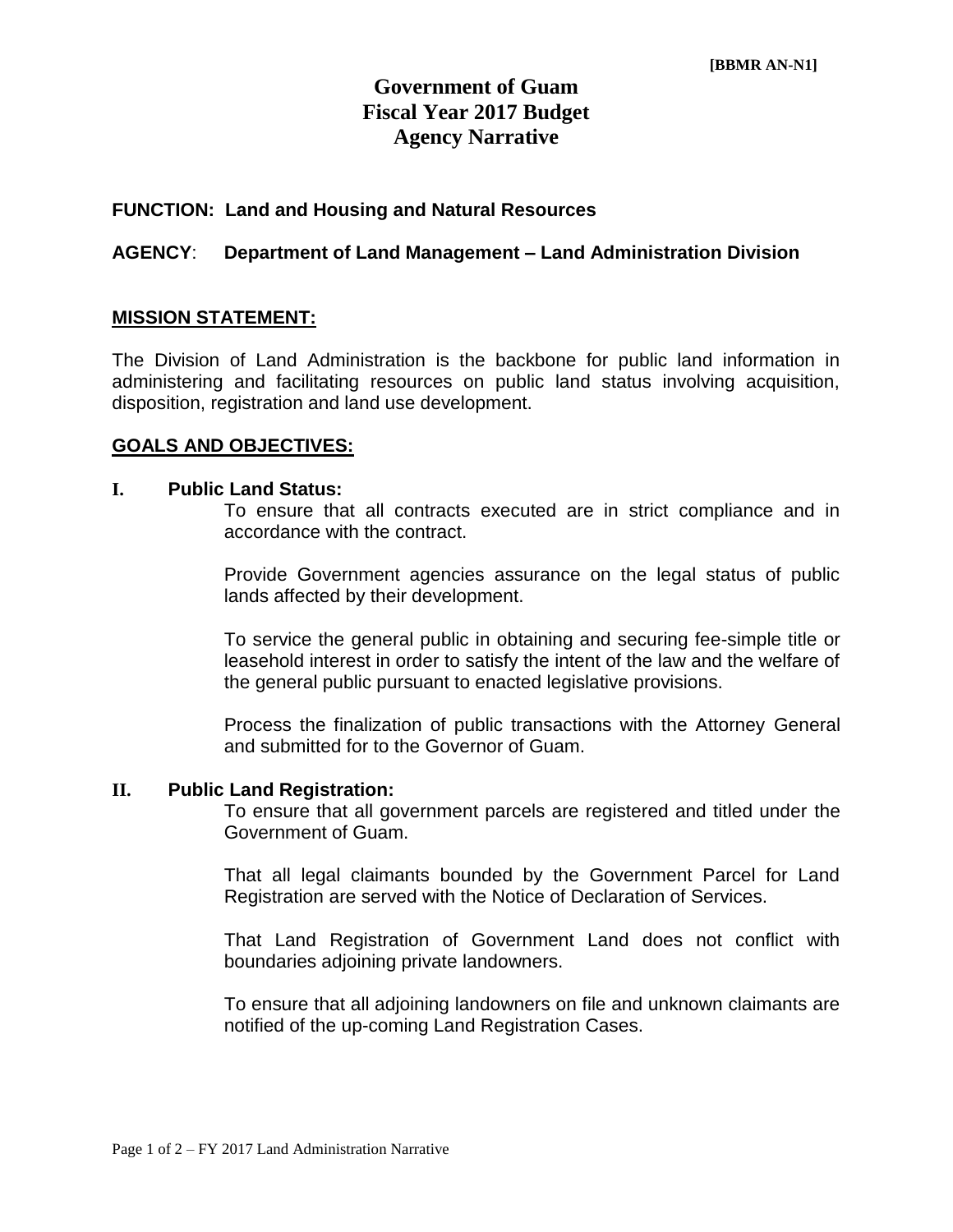[BBMR AN-N1]

# Government of Guam
# Fiscal Year 2017 Budget
# Agency Narrative

**FUNCTION: Land and Housing and Natural Resources**

**AGENCY**: **Department of Land Management – Land Administration Division**

## MISSION STATEMENT:

The Division of Land Administration is the backbone for public land information in administering and facilitating resources on public land status involving acquisition, disposition, registration and land use development.

## GOALS AND OBJECTIVES:

### I. Public Land Status:

To ensure that all contracts executed are in strict compliance and in accordance with the contract.

Provide Government agencies assurance on the legal status of public lands affected by their development.

To service the general public in obtaining and securing fee-simple title or leasehold interest in order to satisfy the intent of the law and the welfare of the general public pursuant to enacted legislative provisions.

Process the finalization of public transactions with the Attorney General and submitted for to the Governor of Guam.

### II. Public Land Registration:

To ensure that all government parcels are registered and titled under the Government of Guam.

That all legal claimants bounded by the Government Parcel for Land Registration are served with the Notice of Declaration of Services.

That Land Registration of Government Land does not conflict with boundaries adjoining private landowners.

To ensure that all adjoining landowners on file and unknown claimants are notified of the up-coming Land Registration Cases.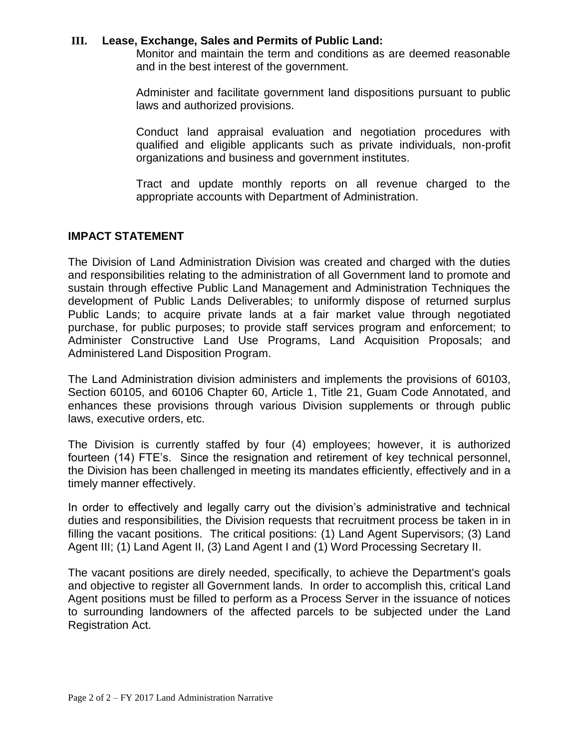### III. Lease, Exchange, Sales and Permits of Public Land:

Monitor and maintain the term and conditions as are deemed reasonable and in the best interest of the government.

Administer and facilitate government land dispositions pursuant to public laws and authorized provisions.

Conduct land appraisal evaluation and negotiation procedures with qualified and eligible applicants such as private individuals, non-profit organizations and business and government institutes.

Tract and update monthly reports on all revenue charged to the appropriate accounts with Department of Administration.

## IMPACT STATEMENT

The Division of Land Administration Division was created and charged with the duties and responsibilities relating to the administration of all Government land to promote and sustain through effective Public Land Management and Administration Techniques the development of Public Lands Deliverables; to uniformly dispose of returned surplus Public Lands; to acquire private lands at a fair market value through negotiated purchase, for public purposes; to provide staff services program and enforcement; to Administer Constructive Land Use Programs, Land Acquisition Proposals; and Administered Land Disposition Program.

The Land Administration division administers and implements the provisions of 60103, Section 60105, and 60106 Chapter 60, Article 1, Title 21, Guam Code Annotated, and enhances these provisions through various Division supplements or through public laws, executive orders, etc.

The Division is currently staffed by four (4) employees; however, it is authorized fourteen (14) FTE's. Since the resignation and retirement of key technical personnel, the Division has been challenged in meeting its mandates efficiently, effectively and in a timely manner effectively.

In order to effectively and legally carry out the division's administrative and technical duties and responsibilities, the Division requests that recruitment process be taken in in filling the vacant positions. The critical positions: (1) Land Agent Supervisors; (3) Land Agent III; (1) Land Agent II, (3) Land Agent I and (1) Word Processing Secretary II.

The vacant positions are direly needed, specifically, to achieve the Department's goals and objective to register all Government lands. In order to accomplish this, critical Land Agent positions must be filled to perform as a Process Server in the issuance of notices to surrounding landowners of the affected parcels to be subjected under the Land Registration Act.